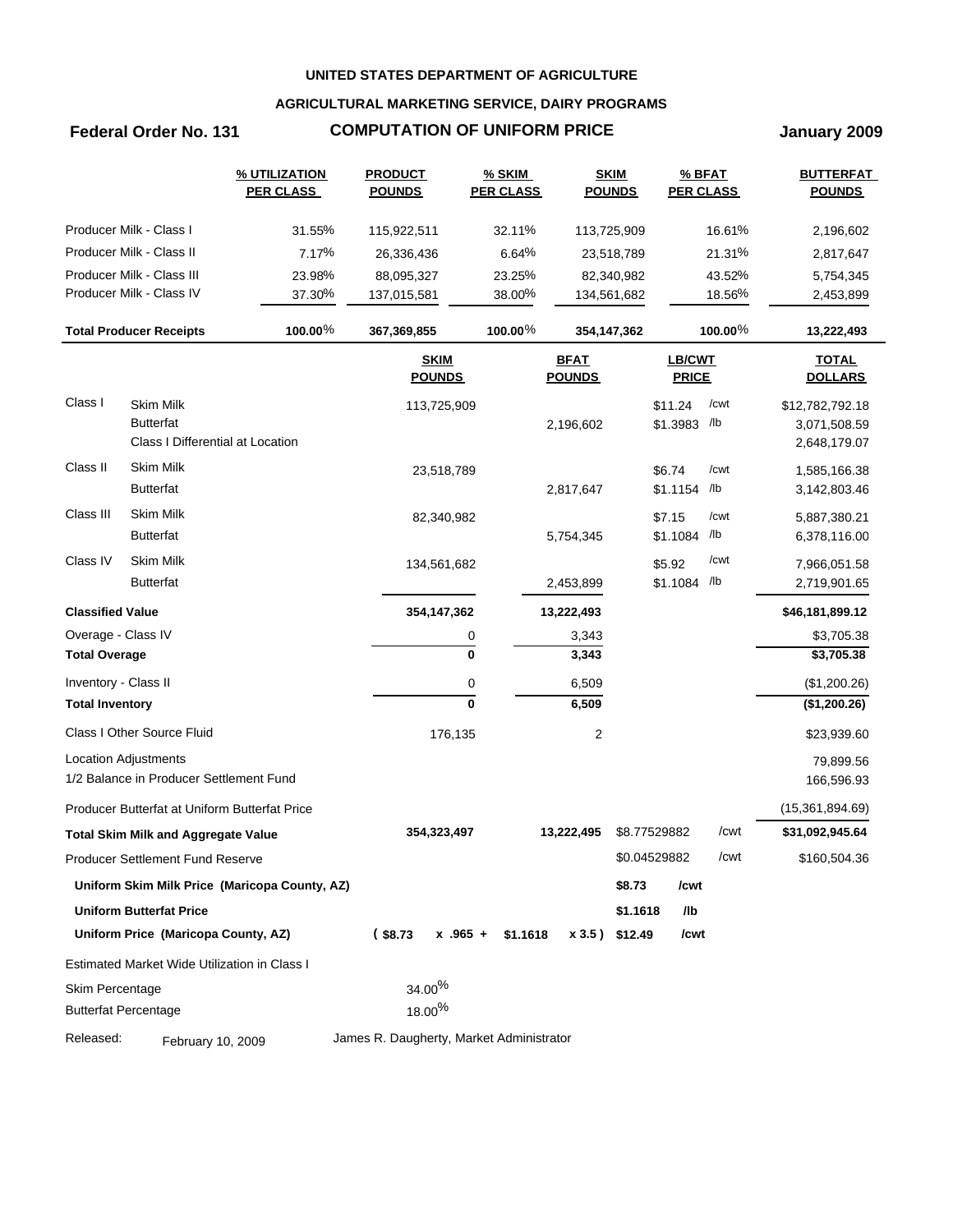**UNITED STATES DEPARTMENT OF AGRICULTURE**

**AGRICULTURAL MARKETING SERVICE, DAIRY PROGRAMS**

**Federal Order No. 131** **COMPUTATION OF UNIFORM PRICE** **January 2009**

| | % UTILIZATION PER CLASS | PRODUCT POUNDS | % SKIM PER CLASS | SKIM POUNDS | % BFAT PER CLASS | BUTTERFAT POUNDS |
|---|---|---|---|---|---|---|
| Producer Milk - Class I | 31.55% | 115,922,511 | 32.11% | 113,725,909 | 16.61% | 2,196,602 |
| Producer Milk - Class II | 7.17% | 26,336,436 | 6.64% | 23,518,789 | 21.31% | 2,817,647 |
| Producer Milk - Class III | 23.98% | 88,095,327 | 23.25% | 82,340,982 | 43.52% | 5,754,345 |
| Producer Milk - Class IV | 37.30% | 137,015,581 | 38.00% | 134,561,682 | 18.56% | 2,453,899 |
| **Total Producer Receipts** | **100.00%** | **367,369,855** | **100.00%** | **354,147,362** | **100.00%** | **13,222,493** |

| | | SKIM POUNDS | BFAT POUNDS | LB/CWT PRICE | | TOTAL DOLLARS |
|---|---|---|---|---|---|---|
| Class I | Skim Milk | 113,725,909 | | $11.24 | /cwt | $12,782,792.18 |
| | Butterfat | | 2,196,602 | $1.3983 | /lb | 3,071,508.59 |
| | Class I Differential at Location | | | | | 2,648,179.07 |
| Class II | Skim Milk | 23,518,789 | | $6.74 | /cwt | 1,585,166.38 |
| | Butterfat | | 2,817,647 | $1.1154 | /lb | 3,142,803.46 |
| Class III | Skim Milk | 82,340,982 | | $7.15 | /cwt | 5,887,380.21 |
| | Butterfat | | 5,754,345 | $1.1084 | /lb | 6,378,116.00 |
| Class IV | Skim Milk | 134,561,682 | | $5.92 | /cwt | 7,966,051.58 |
| | Butterfat | | 2,453,899 | $1.1084 | /lb | 2,719,901.65 |
| **Classified Value** | | **354,147,362** | **13,222,493** | | | **$46,181,899.12** |
| Overage - Class IV | | 0 | 3,343 | | | $3,705.38 |
| **Total Overage** | | **0** | **3,343** | | | **$3,705.38** |
| Inventory - Class II | | 0 | 6,509 | | | ($1,200.26) |
| **Total Inventory** | | **0** | **6,509** | | | **($1,200.26)** |
| Class I Other Source Fluid | | 176,135 | 2 | | | $23,939.60 |
| Location Adjustments | | | | | | 79,899.56 |
| 1/2 Balance in Producer Settlement Fund | | | | | | 166,596.93 |
| Producer Butterfat at Uniform Butterfat Price | | | | | | (15,361,894.69) |
| **Total Skim Milk and Aggregate Value** | | **354,323,497** | **13,222,495** | $8.77529882 | /cwt | **$31,092,945.64** |
| Producer Settlement Fund Reserve | | | | $0.04529882 | /cwt | $160,504.36 |
| **Uniform Skim Milk Price (Maricopa County, AZ)** | | | | **$8.73** | **/cwt** | |
| **Uniform Butterfat Price** | | | | **$1.1618** | **/lb** | |
| **Uniform Price (Maricopa County, AZ)** | | **( $8.73 x .965 +** | **$1.1618 x 3.5 )** | **$12.49** | **/cwt** | |

Estimated Market Wide Utilization in Class I

| | |
|---|---|
| Skim Percentage | 34.00% |
| Butterfat Percentage | 18.00% |

Released: February 10, 2009 James R. Daugherty, Market Administrator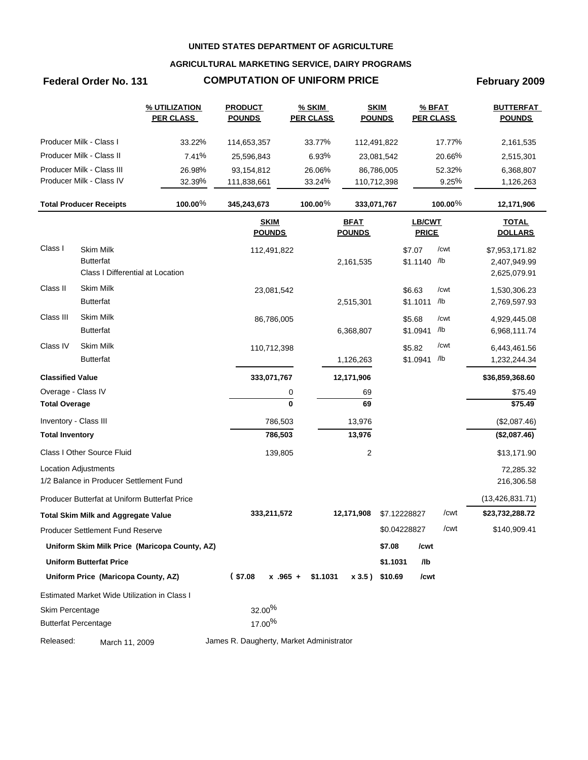**UNITED STATES DEPARTMENT OF AGRICULTURE**

**AGRICULTURAL MARKETING SERVICE, DAIRY PROGRAMS**

**Federal Order No. 131** | **COMPUTATION OF UNIFORM PRICE** | **February 2009**

| | % UTILIZATION PER CLASS | PRODUCT POUNDS | % SKIM PER CLASS | SKIM POUNDS | % BFAT PER CLASS | BUTTERFAT POUNDS |
|---|---|---|---|---|---|---|
| Producer Milk - Class I | 33.22% | 114,653,357 | 33.77% | 112,491,822 | 17.77% | 2,161,535 |
| Producer Milk - Class II | 7.41% | 25,596,843 | 6.93% | 23,081,542 | 20.66% | 2,515,301 |
| Producer Milk - Class III | 26.98% | 93,154,812 | 26.06% | 86,786,005 | 52.32% | 6,368,807 |
| Producer Milk - Class IV | 32.39% | 111,838,661 | 33.24% | 110,712,398 | 9.25% | 1,126,263 |
| **Total Producer Receipts** | **100.00%** | **345,243,673** | **100.00%** | **333,071,767** | **100.00%** | **12,171,906** |

| | | SKIM POUNDS | BFAT POUNDS | LB/CWT PRICE | | TOTAL DOLLARS |
|---|---|---|---|---|---|---|
| Class I | Skim Milk | 112,491,822 | | $7.07 | /cwt | $7,953,171.82 |
| | Butterfat | | 2,161,535 | $1.1140 | /lb | 2,407,949.99 |
| | Class I Differential at Location | | | | | 2,625,079.91 |
| Class II | Skim Milk | 23,081,542 | | $6.63 | /cwt | 1,530,306.23 |
| | Butterfat | | 2,515,301 | $1.1011 | /lb | 2,769,597.93 |
| Class III | Skim Milk | 86,786,005 | | $5.68 | /cwt | 4,929,445.08 |
| | Butterfat | | 6,368,807 | $1.0941 | /lb | 6,968,111.74 |
| Class IV | Skim Milk | 110,712,398 | | $5.82 | /cwt | 6,443,461.56 |
| | Butterfat | | 1,126,263 | $1.0941 | /lb | 1,232,244.34 |
| **Classified Value** | | **333,071,767** | **12,171,906** | | | **$36,859,368.60** |
| Overage - Class IV | | 0 | 69 | | | $75.49 |
| **Total Overage** | | **0** | **69** | | | **$75.49** |
| Inventory - Class III | | 786,503 | 13,976 | | | ($2,087.46) |
| **Total Inventory** | | **786,503** | **13,976** | | | **($2,087.46)** |
| Class I Other Source Fluid | | 139,805 | 2 | | | $13,171.90 |
| Location Adjustments | | | | | | 72,285.32 |
| 1/2 Balance in Producer Settlement Fund | | | | | | 216,306.58 |
| Producer Butterfat at Uniform Butterfat Price | | | | | | (13,426,831.71) |
| **Total Skim Milk and Aggregate Value** | | **333,211,572** | **12,171,908** | $7.12228827 | /cwt | **$23,732,288.72** |
| Producer Settlement Fund Reserve | | | | $0.04228827 | /cwt | $140,909.41 |
| **Uniform Skim Milk Price (Maricopa County, AZ)** | | | | **$7.08** | **/cwt** | |
| **Uniform Butterfat Price** | | | | **$1.1031** | **/lb** | |
| **Uniform Price (Maricopa County, AZ)** | | **( $7.08 x .965 +** | **$1.1031 x 3.5 )** | **$10.69** | **/cwt** | |

Estimated Market Wide Utilization in Class I

| | |
|---|---|
| Skim Percentage | 32.00% |
| Butterfat Percentage | 17.00% |

Released: March 11, 2009 James R. Daugherty, Market Administrator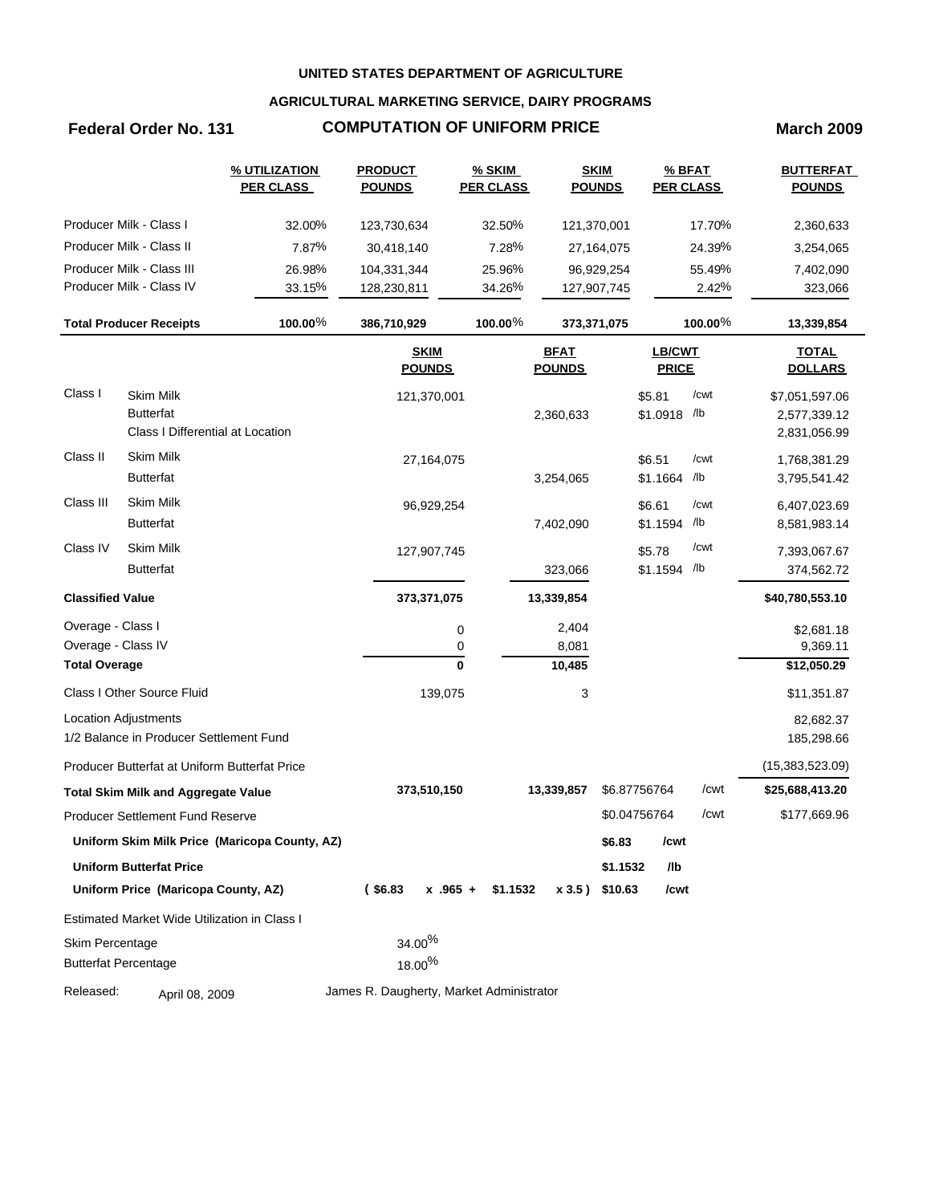**UNITED STATES DEPARTMENT OF AGRICULTURE**

**AGRICULTURAL MARKETING SERVICE, DAIRY PROGRAMS**

**Federal Order No. 131** **COMPUTATION OF UNIFORM PRICE** **March 2009**

| | % UTILIZATION PER CLASS | PRODUCT POUNDS | % SKIM PER CLASS | SKIM POUNDS | % BFAT PER CLASS | BUTTERFAT POUNDS |
|---|---|---|---|---|---|---|
| Producer Milk - Class I | 32.00% | 123,730,634 | 32.50% | 121,370,001 | 17.70% | 2,360,633 |
| Producer Milk - Class II | 7.87% | 30,418,140 | 7.28% | 27,164,075 | 24.39% | 3,254,065 |
| Producer Milk - Class III | 26.98% | 104,331,344 | 25.96% | 96,929,254 | 55.49% | 7,402,090 |
| Producer Milk - Class IV | 33.15% | 128,230,811 | 34.26% | 127,907,745 | 2.42% | 323,066 |
| **Total Producer Receipts** | **100.00%** | **386,710,929** | **100.00%** | **373,371,075** | **100.00%** | **13,339,854** |

| | | SKIM POUNDS | BFAT POUNDS | LB/CWT PRICE | TOTAL DOLLARS |
|---|---|---|---|---|---|
| Class I | Skim Milk | 121,370,001 | | $5.81 /cwt | $7,051,597.06 |
| | Butterfat | | 2,360,633 | $1.0918 /lb | 2,577,339.12 |
| | Class I Differential at Location | | | | 2,831,056.99 |
| Class II | Skim Milk | 27,164,075 | | $6.51 /cwt | 1,768,381.29 |
| | Butterfat | | 3,254,065 | $1.1664 /lb | 3,795,541.42 |
| Class III | Skim Milk | 96,929,254 | | $6.61 /cwt | 6,407,023.69 |
| | Butterfat | | 7,402,090 | $1.1594 /lb | 8,581,983.14 |
| Class IV | Skim Milk | 127,907,745 | | $5.78 /cwt | 7,393,067.67 |
| | Butterfat | | 323,066 | $1.1594 /lb | 374,562.72 |
| **Classified Value** | | **373,371,075** | **13,339,854** | | **$40,780,553.10** |
| Overage - Class I | | 0 | 2,404 | | $2,681.18 |
| Overage - Class IV | | 0 | 8,081 | | 9,369.11 |
| **Total Overage** | | **0** | **10,485** | | **$12,050.29** |
| Class I Other Source Fluid | | 139,075 | 3 | | $11,351.87 |
| Location Adjustments | | | | | 82,682.37 |
| 1/2 Balance in Producer Settlement Fund | | | | | 185,298.66 |
| Producer Butterfat at Uniform Butterfat Price | | | | | (15,383,523.09) |
| **Total Skim Milk and Aggregate Value** | | **373,510,150** | **13,339,857** | $6.87756764 /cwt | **$25,688,413.20** |
| Producer Settlement Fund Reserve | | | | $0.04756764 /cwt | $177,669.96 |
| **Uniform Skim Milk Price (Maricopa County, AZ)** | | | | **$6.83 /cwt** | |
| **Uniform Butterfat Price** | | | | **$1.1532 /lb** | |
| **Uniform Price (Maricopa County, AZ)** | | **( $6.83 x .965 +** | **$1.1532 x 3.5 )** | **$10.63 /cwt** | |

Estimated Market Wide Utilization in Class I

| | |
|---|---|
| Skim Percentage | 34.00% |
| Butterfat Percentage | 18.00% |

Released: April 08, 2009

James R. Daugherty, Market Administrator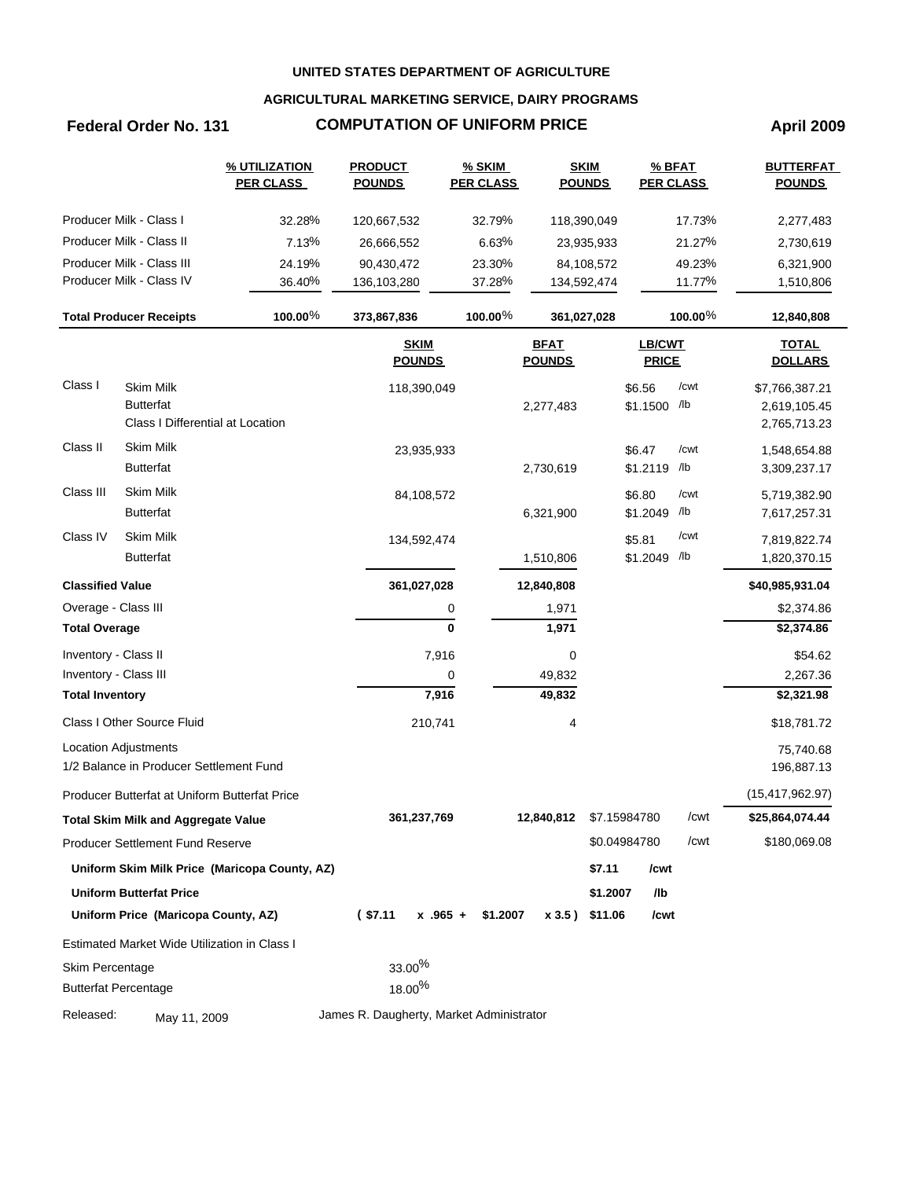UNITED STATES DEPARTMENT OF AGRICULTURE

AGRICULTURAL MARKETING SERVICE, DAIRY PROGRAMS

**Federal Order No. 131** — **COMPUTATION OF UNIFORM PRICE** — **April 2009**

| | % UTILIZATION PER CLASS | PRODUCT POUNDS | % SKIM PER CLASS | SKIM POUNDS | % BFAT PER CLASS | BUTTERFAT POUNDS |
|---|---|---|---|---|---|---|
| Producer Milk - Class I | 32.28% | 120,667,532 | 32.79% | 118,390,049 | 17.73% | 2,277,483 |
| Producer Milk - Class II | 7.13% | 26,666,552 | 6.63% | 23,935,933 | 21.27% | 2,730,619 |
| Producer Milk - Class III | 24.19% | 90,430,472 | 23.30% | 84,108,572 | 49.23% | 6,321,900 |
| Producer Milk - Class IV | 36.40% | 136,103,280 | 37.28% | 134,592,474 | 11.77% | 1,510,806 |
| **Total Producer Receipts** | **100.00%** | **373,867,836** | **100.00%** | **361,027,028** | **100.00%** | **12,840,808** |

| | | SKIM POUNDS | BFAT POUNDS | LB/CWT PRICE | | TOTAL DOLLARS |
|---|---|---|---|---|---|---|
| Class I | Skim Milk | 118,390,049 | | $6.56 | /cwt | $7,766,387.21 |
| | Butterfat | | 2,277,483 | $1.1500 | /lb | 2,619,105.45 |
| | Class I Differential at Location | | | | | 2,765,713.23 |
| Class II | Skim Milk | 23,935,933 | | $6.47 | /cwt | 1,548,654.88 |
| | Butterfat | | 2,730,619 | $1.2119 | /lb | 3,309,237.17 |
| Class III | Skim Milk | 84,108,572 | | $6.80 | /cwt | 5,719,382.90 |
| | Butterfat | | 6,321,900 | $1.2049 | /lb | 7,617,257.31 |
| Class IV | Skim Milk | 134,592,474 | | $5.81 | /cwt | 7,819,822.74 |
| | Butterfat | | 1,510,806 | $1.2049 | /lb | 1,820,370.15 |
| **Classified Value** | | **361,027,028** | **12,840,808** | | | **$40,985,931.04** |
| Overage - Class III | | 0 | 1,971 | | | $2,374.86 |
| **Total Overage** | | **0** | **1,971** | | | **$2,374.86** |
| Inventory - Class II | | 7,916 | 0 | | | $54.62 |
| Inventory - Class III | | 0 | 49,832 | | | 2,267.36 |
| **Total Inventory** | | **7,916** | **49,832** | | | **$2,321.98** |
| Class I Other Source Fluid | | 210,741 | 4 | | | $18,781.72 |
| Location Adjustments | | | | | | 75,740.68 |
| 1/2 Balance in Producer Settlement Fund | | | | | | 196,887.13 |
| Producer Butterfat at Uniform Butterfat Price | | | | | | (15,417,962.97) |
| **Total Skim Milk and Aggregate Value** | | **361,237,769** | **12,840,812** | $7.15984780 | /cwt | **$25,864,074.44** |
| Producer Settlement Fund Reserve | | | | $0.04984780 | /cwt | $180,069.08 |
| **Uniform Skim Milk Price (Maricopa County, AZ)** | | | | **$7.11** | **/cwt** | |
| **Uniform Butterfat Price** | | | | **$1.2007** | **/lb** | |
| **Uniform Price (Maricopa County, AZ)** | | **( $7.11 x .965 +** | **$1.2007 x 3.5 )** | **$11.06** | **/cwt** | |

Estimated Market Wide Utilization in Class I

| | |
|---|---|
| Skim Percentage | 33.00% |
| Butterfat Percentage | 18.00% |

Released: May 11, 2009

James R. Daugherty, Market Administrator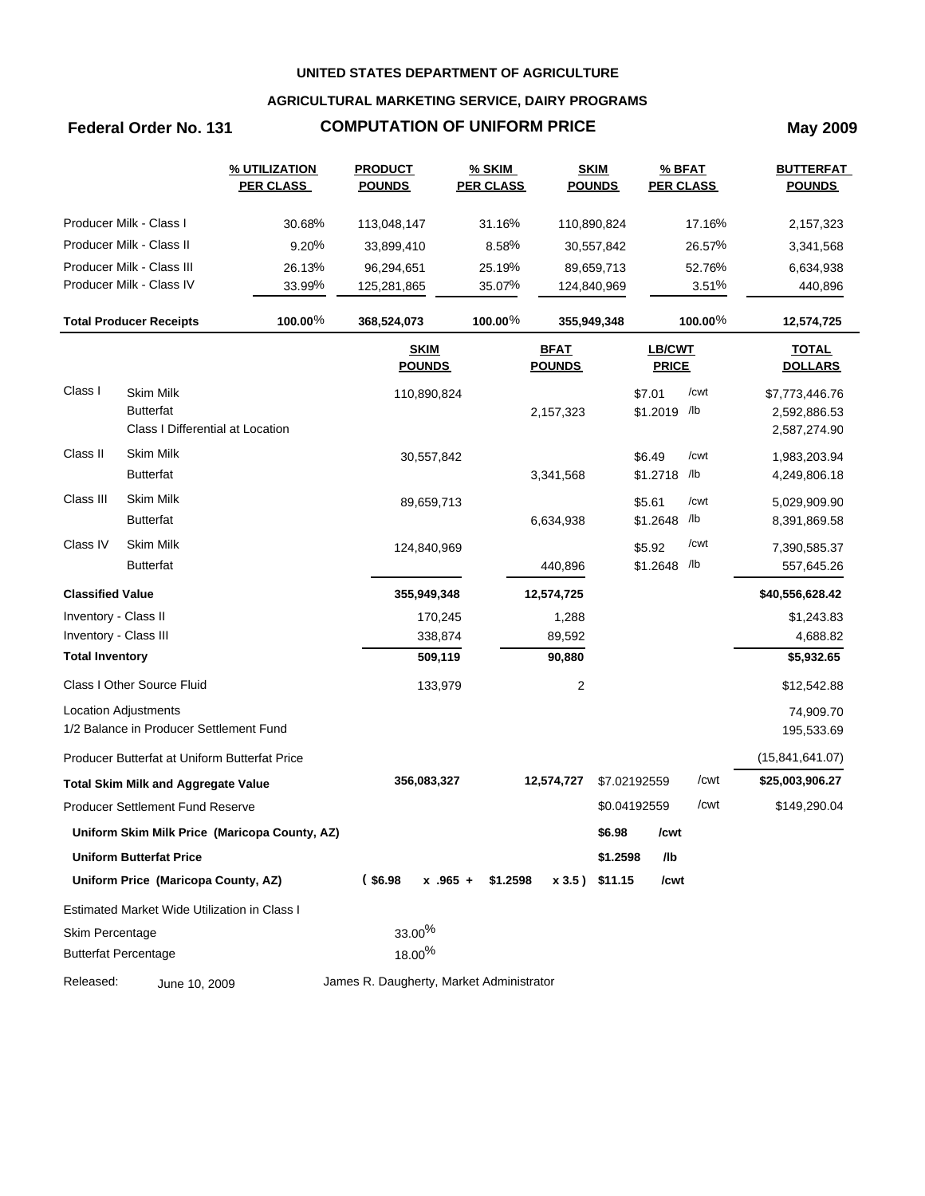**UNITED STATES DEPARTMENT OF AGRICULTURE**

**AGRICULTURAL MARKETING SERVICE, DAIRY PROGRAMS**

**Federal Order No. 131** **COMPUTATION OF UNIFORM PRICE** **May 2009**

| | % UTILIZATION PER CLASS | PRODUCT POUNDS | % SKIM PER CLASS | SKIM POUNDS | % BFAT PER CLASS | BUTTERFAT POUNDS |
|---|---|---|---|---|---|---|
| Producer Milk - Class I | 30.68% | 113,048,147 | 31.16% | 110,890,824 | 17.16% | 2,157,323 |
| Producer Milk - Class II | 9.20% | 33,899,410 | 8.58% | 30,557,842 | 26.57% | 3,341,568 |
| Producer Milk - Class III | 26.13% | 96,294,651 | 25.19% | 89,659,713 | 52.76% | 6,634,938 |
| Producer Milk - Class IV | 33.99% | 125,281,865 | 35.07% | 124,840,969 | 3.51% | 440,896 |
| **Total Producer Receipts** | **100.00%** | **368,524,073** | **100.00%** | **355,949,348** | **100.00%** | **12,574,725** |

| | | SKIM POUNDS | BFAT POUNDS | LB/CWT PRICE | | TOTAL DOLLARS |
|---|---|---|---|---|---|---|
| Class I | Skim Milk | 110,890,824 | | $7.01 | /cwt | $7,773,446.76 |
| | Butterfat | | 2,157,323 | $1.2019 | /lb | 2,592,886.53 |
| | Class I Differential at Location | | | | | 2,587,274.90 |
| Class II | Skim Milk | 30,557,842 | | $6.49 | /cwt | 1,983,203.94 |
| | Butterfat | | 3,341,568 | $1.2718 | /lb | 4,249,806.18 |
| Class III | Skim Milk | 89,659,713 | | $5.61 | /cwt | 5,029,909.90 |
| | Butterfat | | 6,634,938 | $1.2648 | /lb | 8,391,869.58 |
| Class IV | Skim Milk | 124,840,969 | | $5.92 | /cwt | 7,390,585.37 |
| | Butterfat | | 440,896 | $1.2648 | /lb | 557,645.26 |
| **Classified Value** | | **355,949,348** | **12,574,725** | | | **$40,556,628.42** |
| Inventory - Class II | | 170,245 | 1,288 | | | $1,243.83 |
| Inventory - Class III | | 338,874 | 89,592 | | | 4,688.82 |
| **Total Inventory** | | **509,119** | **90,880** | | | **$5,932.65** |
| Class I Other Source Fluid | | 133,979 | 2 | | | $12,542.88 |
| Location Adjustments | | | | | | 74,909.70 |
| 1/2 Balance in Producer Settlement Fund | | | | | | 195,533.69 |
| Producer Butterfat at Uniform Butterfat Price | | | | | | (15,841,641.07) |
| **Total Skim Milk and Aggregate Value** | | **356,083,327** | **12,574,727** | $7.02192559 | /cwt | **$25,003,906.27** |
| Producer Settlement Fund Reserve | | | | $0.04192559 | /cwt | $149,290.04 |
| **Uniform Skim Milk Price (Maricopa County, AZ)** | | | | **$6.98** | **/cwt** | |
| **Uniform Butterfat Price** | | | | **$1.2598** | **/lb** | |
| **Uniform Price (Maricopa County, AZ)** | | **( $6.98 x .965 +** | **$1.2598 x 3.5 )** | **$11.15** | **/cwt** | |

Estimated Market Wide Utilization in Class I

| | |
|---|---|
| Skim Percentage | 33.00% |
| Butterfat Percentage | 18.00% |

Released: June 10, 2009

James R. Daugherty, Market Administrator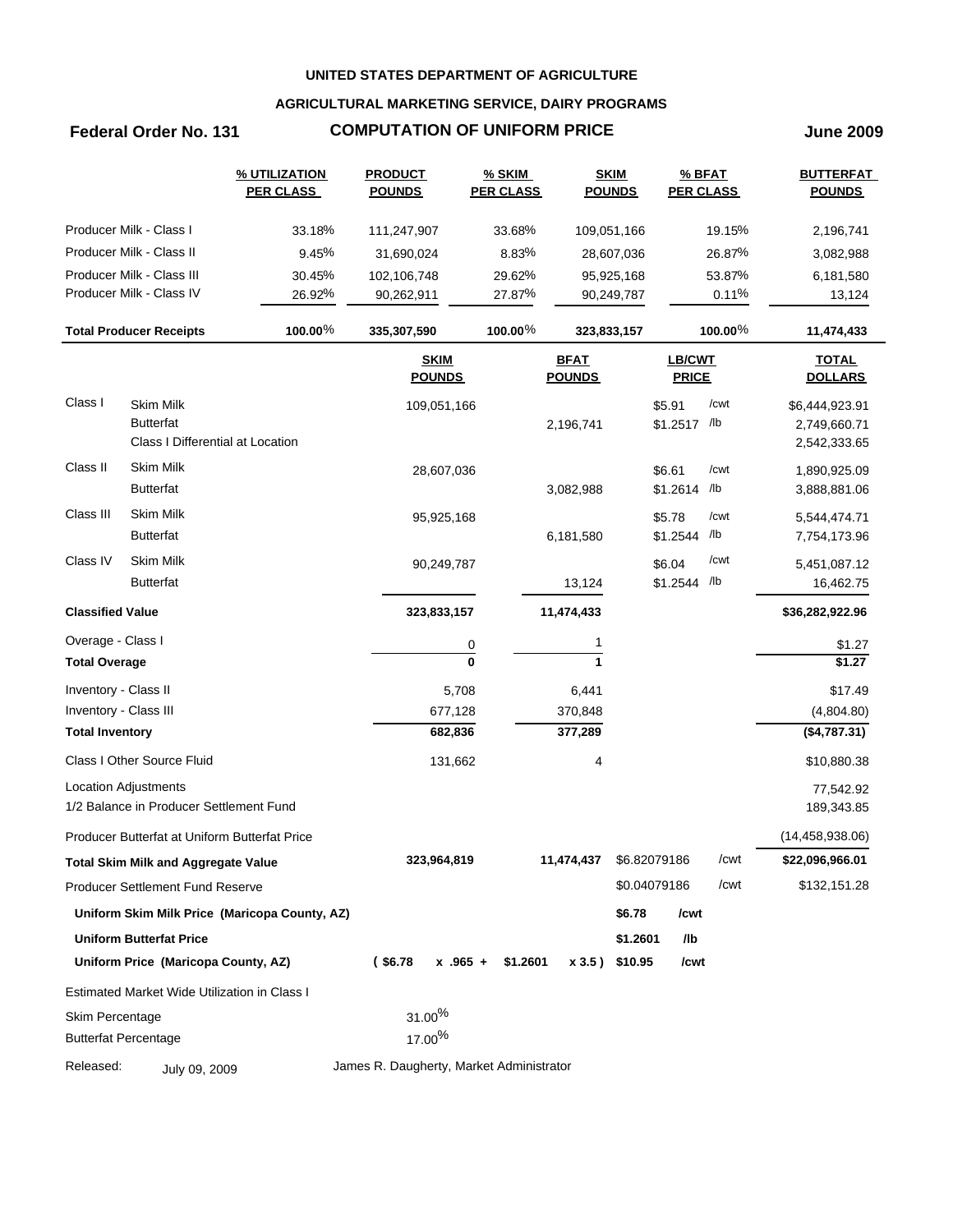# UNITED STATES DEPARTMENT OF AGRICULTURE

## AGRICULTURAL MARKETING SERVICE, DAIRY PROGRAMS

**Federal Order No. 131** — **COMPUTATION OF UNIFORM PRICE** — **June 2009**

| | % UTILIZATION PER CLASS | PRODUCT POUNDS | % SKIM PER CLASS | SKIM POUNDS | % BFAT PER CLASS | BUTTERFAT POUNDS |
|---|---|---|---|---|---|---|
| Producer Milk - Class I | 33.18% | 111,247,907 | 33.68% | 109,051,166 | 19.15% | 2,196,741 |
| Producer Milk - Class II | 9.45% | 31,690,024 | 8.83% | 28,607,036 | 26.87% | 3,082,988 |
| Producer Milk - Class III | 30.45% | 102,106,748 | 29.62% | 95,925,168 | 53.87% | 6,181,580 |
| Producer Milk - Class IV | 26.92% | 90,262,911 | 27.87% | 90,249,787 | 0.11% | 13,124 |
| **Total Producer Receipts** | **100.00%** | **335,307,590** | **100.00%** | **323,833,157** | **100.00%** | **11,474,433** |

| | | SKIM POUNDS | BFAT POUNDS | LB/CWT PRICE | TOTAL DOLLARS |
|---|---|---|---|---|---|
| Class I | Skim Milk | 109,051,166 | | $5.91 /cwt | $6,444,923.91 |
| | Butterfat | | 2,196,741 | $1.2517 /lb | 2,749,660.71 |
| | Class I Differential at Location | | | | 2,542,333.65 |
| Class II | Skim Milk | 28,607,036 | | $6.61 /cwt | 1,890,925.09 |
| | Butterfat | | 3,082,988 | $1.2614 /lb | 3,888,881.06 |
| Class III | Skim Milk | 95,925,168 | | $5.78 /cwt | 5,544,474.71 |
| | Butterfat | | 6,181,580 | $1.2544 /lb | 7,754,173.96 |
| Class IV | Skim Milk | 90,249,787 | | $6.04 /cwt | 5,451,087.12 |
| | Butterfat | | 13,124 | $1.2544 /lb | 16,462.75 |
| **Classified Value** | | **323,833,157** | **11,474,433** | | **$36,282,922.96** |
| Overage - Class I | | 0 | 1 | | $1.27 |
| **Total Overage** | | **0** | **1** | | **$1.27** |
| Inventory - Class II | | 5,708 | 6,441 | | $17.49 |
| Inventory - Class III | | 677,128 | 370,848 | | (4,804.80) |
| **Total Inventory** | | **682,836** | **377,289** | | **($4,787.31)** |
| Class I Other Source Fluid | | 131,662 | 4 | | $10,880.38 |
| Location Adjustments | | | | | 77,542.92 |
| 1/2 Balance in Producer Settlement Fund | | | | | 189,343.85 |
| Producer Butterfat at Uniform Butterfat Price | | | | | (14,458,938.06) |
| **Total Skim Milk and Aggregate Value** | | **323,964,819** | **11,474,437** | $6.82079186 /cwt | **$22,096,966.01** |
| Producer Settlement Fund Reserve | | | | $0.04079186 /cwt | $132,151.28 |
| **Uniform Skim Milk Price (Maricopa County, AZ)** | | | | **$6.78 /cwt** | |
| **Uniform Butterfat Price** | | | | **$1.2601 /lb** | |
| **Uniform Price (Maricopa County, AZ)** | | **( $6.78 x .965 +** | **$1.2601 x 3.5 )** | **$10.95 /cwt** | |

Estimated Market Wide Utilization in Class I

| | |
|---|---|
| Skim Percentage | 31.00% |
| Butterfat Percentage | 17.00% |

Released: July 09, 2009

James R. Daugherty, Market Administrator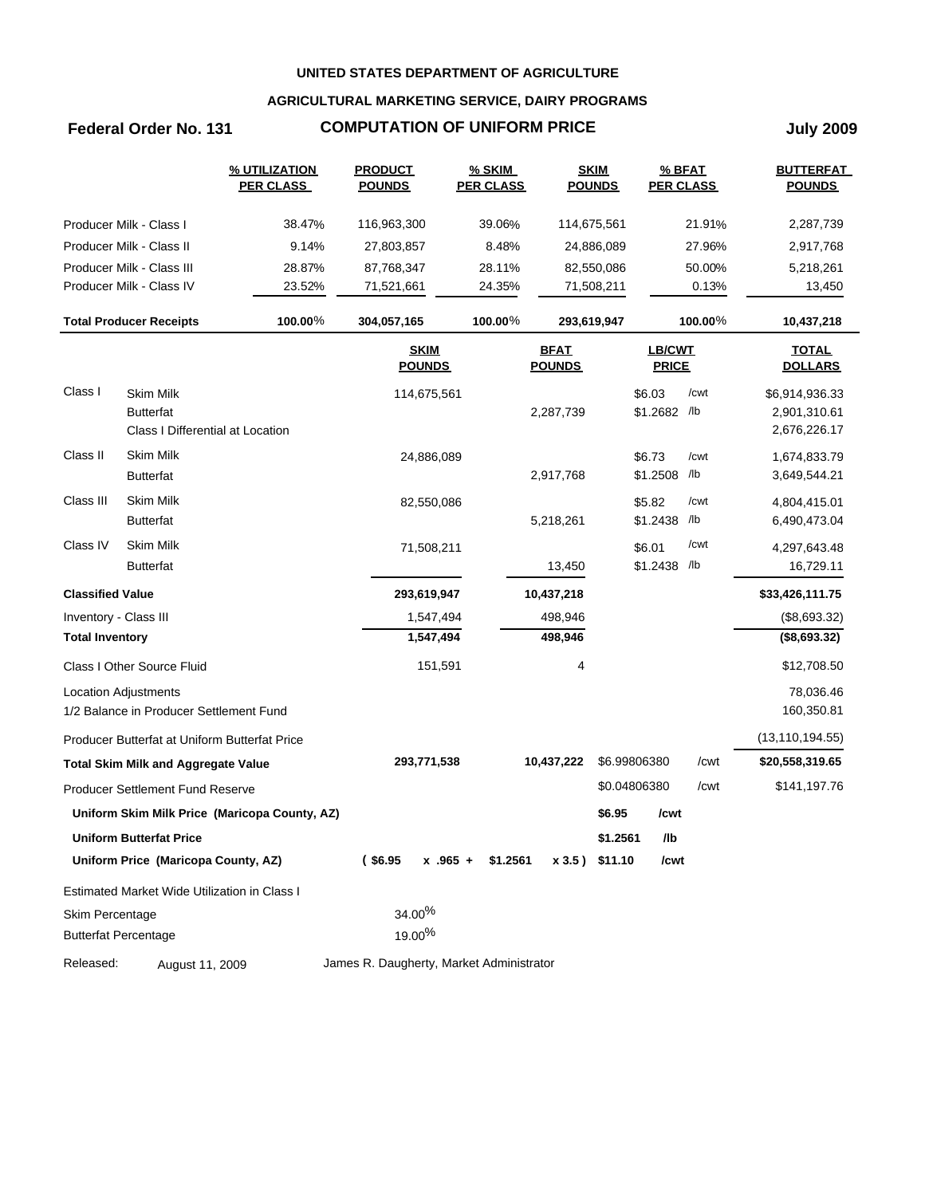**UNITED STATES DEPARTMENT OF AGRICULTURE**

**AGRICULTURAL MARKETING SERVICE, DAIRY PROGRAMS**

**Federal Order No. 131** — **COMPUTATION OF UNIFORM PRICE** — **July 2009**

| | % UTILIZATION PER CLASS | PRODUCT POUNDS | % SKIM PER CLASS | SKIM POUNDS | % BFAT PER CLASS | BUTTERFAT POUNDS |
|---|---|---|---|---|---|---|
| Producer Milk - Class I | 38.47% | 116,963,300 | 39.06% | 114,675,561 | 21.91% | 2,287,739 |
| Producer Milk - Class II | 9.14% | 27,803,857 | 8.48% | 24,886,089 | 27.96% | 2,917,768 |
| Producer Milk - Class III | 28.87% | 87,768,347 | 28.11% | 82,550,086 | 50.00% | 5,218,261 |
| Producer Milk - Class IV | 23.52% | 71,521,661 | 24.35% | 71,508,211 | 0.13% | 13,450 |
| **Total Producer Receipts** | **100.00%** | **304,057,165** | **100.00%** | **293,619,947** | **100.00%** | **10,437,218** |

| | | SKIM POUNDS | BFAT POUNDS | LB/CWT PRICE | | TOTAL DOLLARS |
|---|---|---|---|---|---|---|
| Class I | Skim Milk | 114,675,561 | | $6.03 | /cwt | $6,914,936.33 |
| | Butterfat | | 2,287,739 | $1.2682 | /lb | 2,901,310.61 |
| | Class I Differential at Location | | | | | 2,676,226.17 |
| Class II | Skim Milk | 24,886,089 | | $6.73 | /cwt | 1,674,833.79 |
| | Butterfat | | 2,917,768 | $1.2508 | /lb | 3,649,544.21 |
| Class III | Skim Milk | 82,550,086 | | $5.82 | /cwt | 4,804,415.01 |
| | Butterfat | | 5,218,261 | $1.2438 | /lb | 6,490,473.04 |
| Class IV | Skim Milk | 71,508,211 | | $6.01 | /cwt | 4,297,643.48 |
| | Butterfat | | 13,450 | $1.2438 | /lb | 16,729.11 |
| **Classified Value** | | **293,619,947** | **10,437,218** | | | **$33,426,111.75** |
| Inventory - Class III | | 1,547,494 | 498,946 | | | ($8,693.32) |
| **Total Inventory** | | **1,547,494** | **498,946** | | | **($8,693.32)** |
| Class I Other Source Fluid | | 151,591 | 4 | | | $12,708.50 |
| Location Adjustments | | | | | | 78,036.46 |
| 1/2 Balance in Producer Settlement Fund | | | | | | 160,350.81 |
| Producer Butterfat at Uniform Butterfat Price | | | | | | (13,110,194.55) |
| **Total Skim Milk and Aggregate Value** | | **293,771,538** | **10,437,222** | $6.99806380 | /cwt | **$20,558,319.65** |
| Producer Settlement Fund Reserve | | | | $0.04806380 | /cwt | $141,197.76 |
| **Uniform Skim Milk Price (Maricopa County, AZ)** | | | | **$6.95** | **/cwt** | |
| **Uniform Butterfat Price** | | | | **$1.2561** | **/lb** | |
| **Uniform Price (Maricopa County, AZ)** | | **( $6.95 x .965 +** | **$1.2561 x 3.5 )** | **$11.10** | **/cwt** | |

Estimated Market Wide Utilization in Class I

| | |
|---|---|
| Skim Percentage | 34.00% |
| Butterfat Percentage | 19.00% |

Released: August 11, 2009 — James R. Daugherty, Market Administrator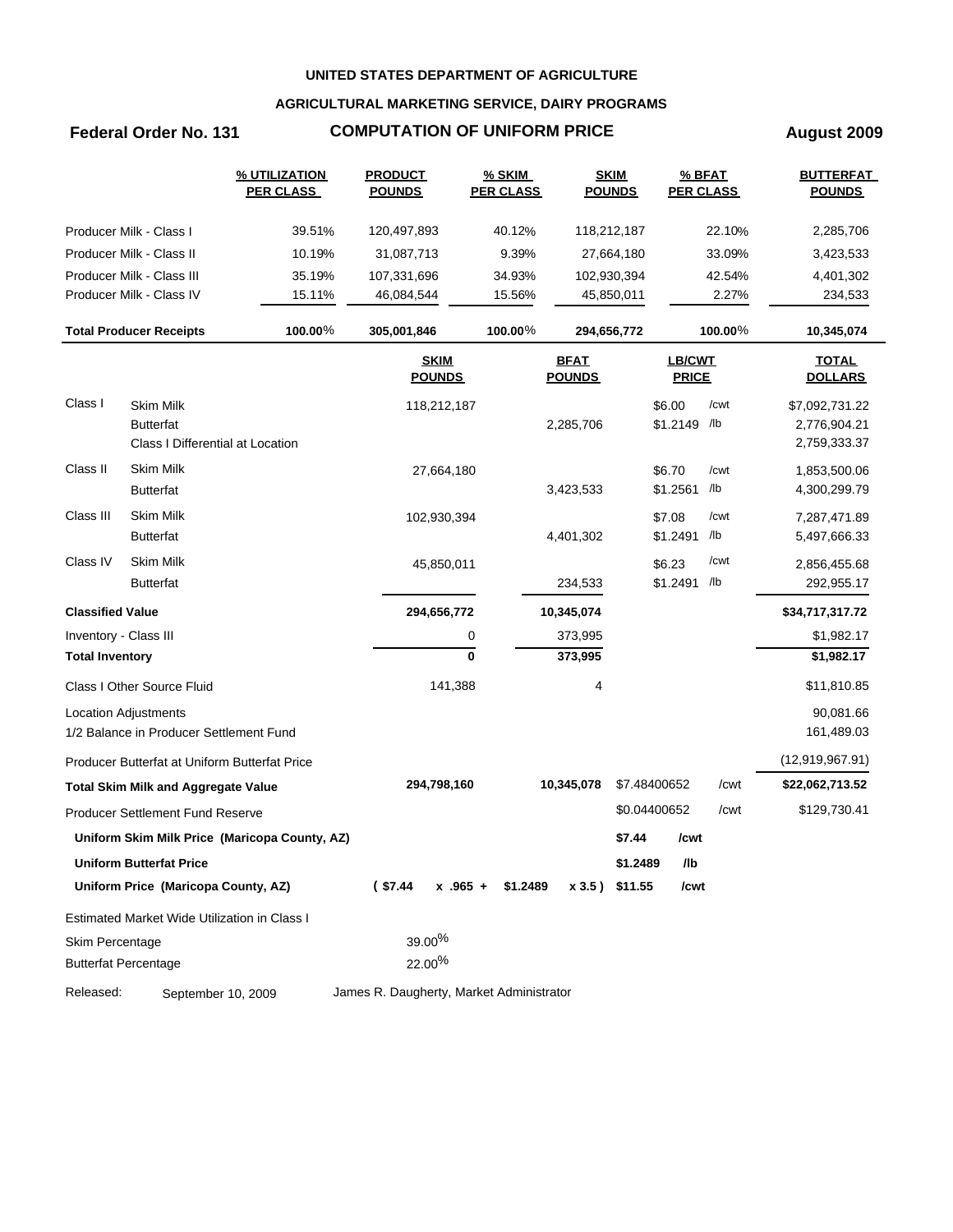**UNITED STATES DEPARTMENT OF AGRICULTURE**

**AGRICULTURAL MARKETING SERVICE, DAIRY PROGRAMS**

**Federal Order No. 131** **COMPUTATION OF UNIFORM PRICE** **August 2009**

| | % UTILIZATION PER CLASS | PRODUCT POUNDS | % SKIM PER CLASS | SKIM POUNDS | % BFAT PER CLASS | BUTTERFAT POUNDS |
|---|---|---|---|---|---|---|
| Producer Milk - Class I | 39.51% | 120,497,893 | 40.12% | 118,212,187 | 22.10% | 2,285,706 |
| Producer Milk - Class II | 10.19% | 31,087,713 | 9.39% | 27,664,180 | 33.09% | 3,423,533 |
| Producer Milk - Class III | 35.19% | 107,331,696 | 34.93% | 102,930,394 | 42.54% | 4,401,302 |
| Producer Milk - Class IV | 15.11% | 46,084,544 | 15.56% | 45,850,011 | 2.27% | 234,533 |
| **Total Producer Receipts** | **100.00%** | **305,001,846** | **100.00%** | **294,656,772** | **100.00%** | **10,345,074** |

| | | SKIM POUNDS | BFAT POUNDS | LB/CWT PRICE | | TOTAL DOLLARS |
|---|---|---|---|---|---|---|
| Class I | Skim Milk | 118,212,187 | | $6.00 | /cwt | $7,092,731.22 |
| | Butterfat | | 2,285,706 | $1.2149 | /lb | 2,776,904.21 |
| | Class I Differential at Location | | | | | 2,759,333.37 |
| Class II | Skim Milk | 27,664,180 | | $6.70 | /cwt | 1,853,500.06 |
| | Butterfat | | 3,423,533 | $1.2561 | /lb | 4,300,299.79 |
| Class III | Skim Milk | 102,930,394 | | $7.08 | /cwt | 7,287,471.89 |
| | Butterfat | | 4,401,302 | $1.2491 | /lb | 5,497,666.33 |
| Class IV | Skim Milk | 45,850,011 | | $6.23 | /cwt | 2,856,455.68 |
| | Butterfat | | 234,533 | $1.2491 | /lb | 292,955.17 |
| **Classified Value** | | **294,656,772** | **10,345,074** | | | **$34,717,317.72** |
| Inventory - Class III | | 0 | 373,995 | | | $1,982.17 |
| **Total Inventory** | | **0** | **373,995** | | | **$1,982.17** |
| Class I Other Source Fluid | | 141,388 | 4 | | | $11,810.85 |
| Location Adjustments | | | | | | 90,081.66 |
| 1/2 Balance in Producer Settlement Fund | | | | | | 161,489.03 |
| Producer Butterfat at Uniform Butterfat Price | | | | | | (12,919,967.91) |
| **Total Skim Milk and Aggregate Value** | | **294,798,160** | **10,345,078** | $7.48400652 | /cwt | **$22,062,713.52** |
| Producer Settlement Fund Reserve | | | | $0.04400652 | /cwt | $129,730.41 |
| **Uniform Skim Milk Price (Maricopa County, AZ)** | | | | **$7.44** | **/cwt** | |
| **Uniform Butterfat Price** | | | | **$1.2489** | **/lb** | |
| **Uniform Price (Maricopa County, AZ)** | | **( $7.44 x .965 +** | **$1.2489 x 3.5 )** | **$11.55** | **/cwt** | |

Estimated Market Wide Utilization in Class I

| | |
|---|---|
| Skim Percentage | 39.00% |
| Butterfat Percentage | 22.00% |

Released: September 10, 2009 James R. Daugherty, Market Administrator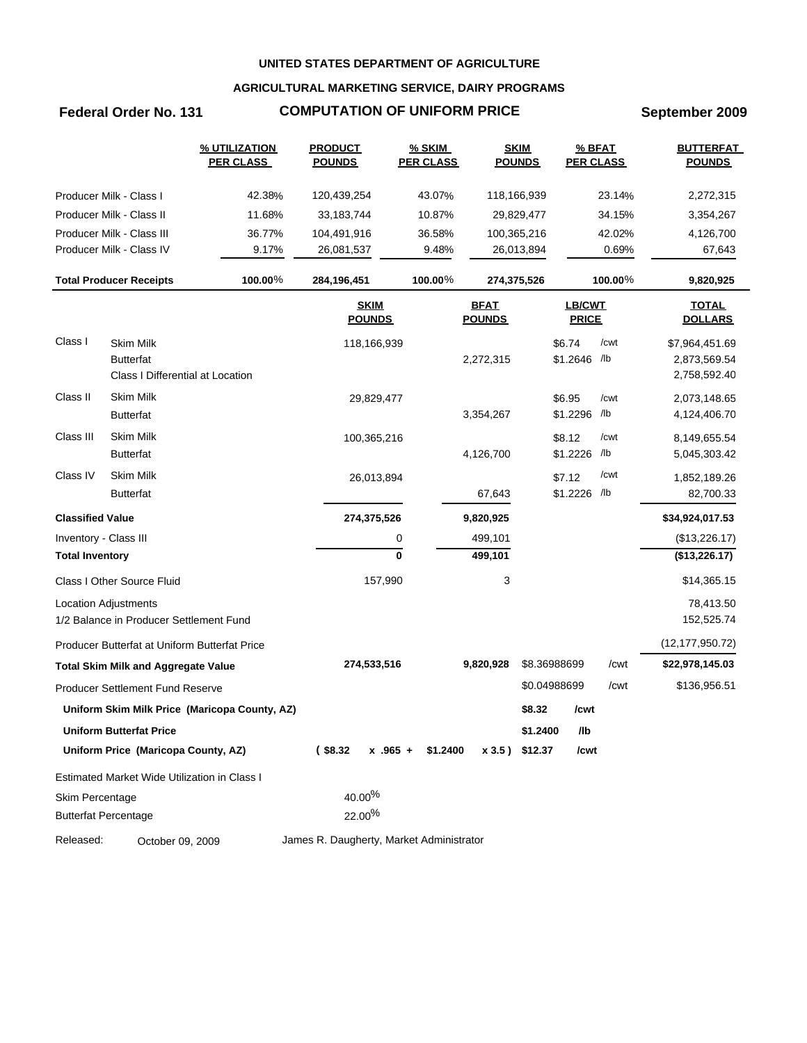**UNITED STATES DEPARTMENT OF AGRICULTURE**

**AGRICULTURAL MARKETING SERVICE, DAIRY PROGRAMS**

**Federal Order No. 131** — **COMPUTATION OF UNIFORM PRICE** — **September 2009**

| | % UTILIZATION PER CLASS | PRODUCT POUNDS | % SKIM PER CLASS | SKIM POUNDS | % BFAT PER CLASS | BUTTERFAT POUNDS |
|---|---|---|---|---|---|---|
| Producer Milk - Class I | 42.38% | 120,439,254 | 43.07% | 118,166,939 | 23.14% | 2,272,315 |
| Producer Milk - Class II | 11.68% | 33,183,744 | 10.87% | 29,829,477 | 34.15% | 3,354,267 |
| Producer Milk - Class III | 36.77% | 104,491,916 | 36.58% | 100,365,216 | 42.02% | 4,126,700 |
| Producer Milk - Class IV | 9.17% | 26,081,537 | 9.48% | 26,013,894 | 0.69% | 67,643 |
| **Total Producer Receipts** | **100.00%** | **284,196,451** | **100.00%** | **274,375,526** | **100.00%** | **9,820,925** |

| | | SKIM POUNDS | BFAT POUNDS | LB/CWT PRICE | TOTAL DOLLARS |
|---|---|---|---|---|---|
| Class I | Skim Milk | 118,166,939 | | $6.74 /cwt | $7,964,451.69 |
| | Butterfat | | 2,272,315 | $1.2646 /lb | 2,873,569.54 |
| | Class I Differential at Location | | | | 2,758,592.40 |
| Class II | Skim Milk | 29,829,477 | | $6.95 /cwt | 2,073,148.65 |
| | Butterfat | | 3,354,267 | $1.2296 /lb | 4,124,406.70 |
| Class III | Skim Milk | 100,365,216 | | $8.12 /cwt | 8,149,655.54 |
| | Butterfat | | 4,126,700 | $1.2226 /lb | 5,045,303.42 |
| Class IV | Skim Milk | 26,013,894 | | $7.12 /cwt | 1,852,189.26 |
| | Butterfat | | 67,643 | $1.2226 /lb | 82,700.33 |
| **Classified Value** | | **274,375,526** | **9,820,925** | | **$34,924,017.53** |
| Inventory - Class III | | 0 | 499,101 | | ($13,226.17) |
| **Total Inventory** | | **0** | **499,101** | | **($13,226.17)** |
| Class I Other Source Fluid | | 157,990 | 3 | | $14,365.15 |
| Location Adjustments | | | | | 78,413.50 |
| 1/2 Balance in Producer Settlement Fund | | | | | 152,525.74 |
| Producer Butterfat at Uniform Butterfat Price | | | | | (12,177,950.72) |
| **Total Skim Milk and Aggregate Value** | | **274,533,516** | **9,820,928** | $8.36988699 /cwt | **$22,978,145.03** |
| Producer Settlement Fund Reserve | | | | $0.04988699 /cwt | $136,956.51 |
| **Uniform Skim Milk Price (Maricopa County, AZ)** | | | | **$8.32 /cwt** | |
| **Uniform Butterfat Price** | | | | **$1.2400 /lb** | |
| **Uniform Price (Maricopa County, AZ)** | | **( $8.32 x .965 +** | **$1.2400 x 3.5 )** | **$12.37 /cwt** | |

Estimated Market Wide Utilization in Class I

Skim Percentage: 40.00%

Butterfat Percentage: 22.00%

Released: October 09, 2009 — James R. Daugherty, Market Administrator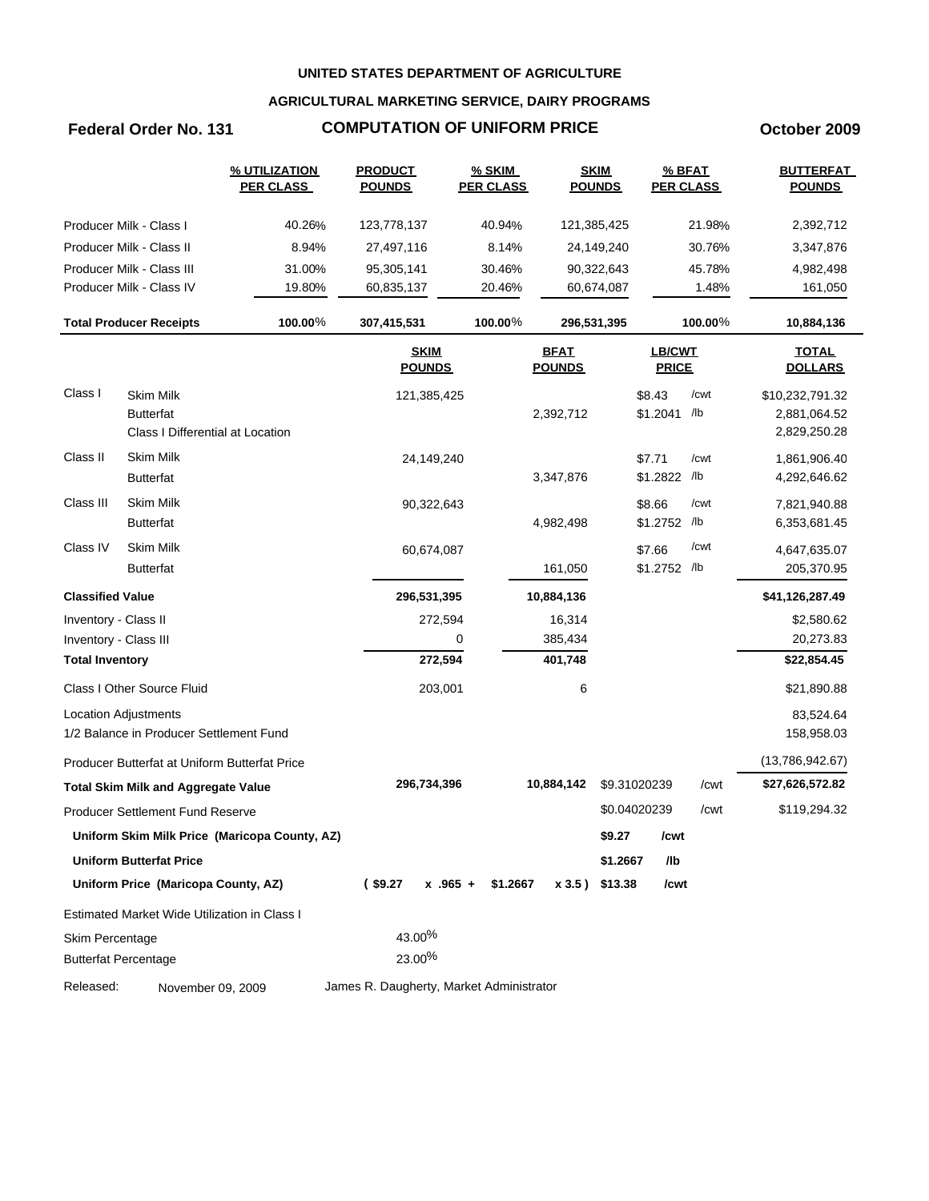**UNITED STATES DEPARTMENT OF AGRICULTURE**

**AGRICULTURAL MARKETING SERVICE, DAIRY PROGRAMS**

**Federal Order No. 131** **COMPUTATION OF UNIFORM PRICE** **October 2009**

| | % UTILIZATION PER CLASS | PRODUCT POUNDS | % SKIM PER CLASS | SKIM POUNDS | % BFAT PER CLASS | BUTTERFAT POUNDS |
|---|---|---|---|---|---|---|
| Producer Milk - Class I | 40.26% | 123,778,137 | 40.94% | 121,385,425 | 21.98% | 2,392,712 |
| Producer Milk - Class II | 8.94% | 27,497,116 | 8.14% | 24,149,240 | 30.76% | 3,347,876 |
| Producer Milk - Class III | 31.00% | 95,305,141 | 30.46% | 90,322,643 | 45.78% | 4,982,498 |
| Producer Milk - Class IV | 19.80% | 60,835,137 | 20.46% | 60,674,087 | 1.48% | 161,050 |
| **Total Producer Receipts** | **100.00%** | **307,415,531** | **100.00%** | **296,531,395** | **100.00%** | **10,884,136** |

| | | SKIM POUNDS | BFAT POUNDS | LB/CWT PRICE | TOTAL DOLLARS |
|---|---|---|---|---|---|
| Class I | Skim Milk | 121,385,425 | | $8.43 /cwt | $10,232,791.32 |
| | Butterfat | | 2,392,712 | $1.2041 /lb | 2,881,064.52 |
| | Class I Differential at Location | | | | 2,829,250.28 |
| Class II | Skim Milk | 24,149,240 | | $7.71 /cwt | 1,861,906.40 |
| | Butterfat | | 3,347,876 | $1.2822 /lb | 4,292,646.62 |
| Class III | Skim Milk | 90,322,643 | | $8.66 /cwt | 7,821,940.88 |
| | Butterfat | | 4,982,498 | $1.2752 /lb | 6,353,681.45 |
| Class IV | Skim Milk | 60,674,087 | | $7.66 /cwt | 4,647,635.07 |
| | Butterfat | | 161,050 | $1.2752 /lb | 205,370.95 |
| **Classified Value** | | **296,531,395** | **10,884,136** | | **$41,126,287.49** |
| Inventory - Class II | | 272,594 | 16,314 | | $2,580.62 |
| Inventory - Class III | | 0 | 385,434 | | 20,273.83 |
| **Total Inventory** | | **272,594** | **401,748** | | **$22,854.45** |
| Class I Other Source Fluid | | 203,001 | 6 | | $21,890.88 |
| Location Adjustments | | | | | 83,524.64 |
| 1/2 Balance in Producer Settlement Fund | | | | | 158,958.03 |
| Producer Butterfat at Uniform Butterfat Price | | | | | (13,786,942.67) |
| **Total Skim Milk and Aggregate Value** | | **296,734,396** | **10,884,142** | $9.31020239 /cwt | **$27,626,572.82** |
| Producer Settlement Fund Reserve | | | | $0.04020239 /cwt | $119,294.32 |
| **Uniform Skim Milk Price (Maricopa County, AZ)** | | | | **$9.27 /cwt** | |
| **Uniform Butterfat Price** | | | | **$1.2667 /lb** | |
| **Uniform Price (Maricopa County, AZ)** | | **( $9.27 x .965 +** | **$1.2667 x 3.5 )** | **$13.38 /cwt** | |

Estimated Market Wide Utilization in Class I

| | |
|---|---|
| Skim Percentage | 43.00% |
| Butterfat Percentage | 23.00% |

Released: November 09, 2009 James R. Daugherty, Market Administrator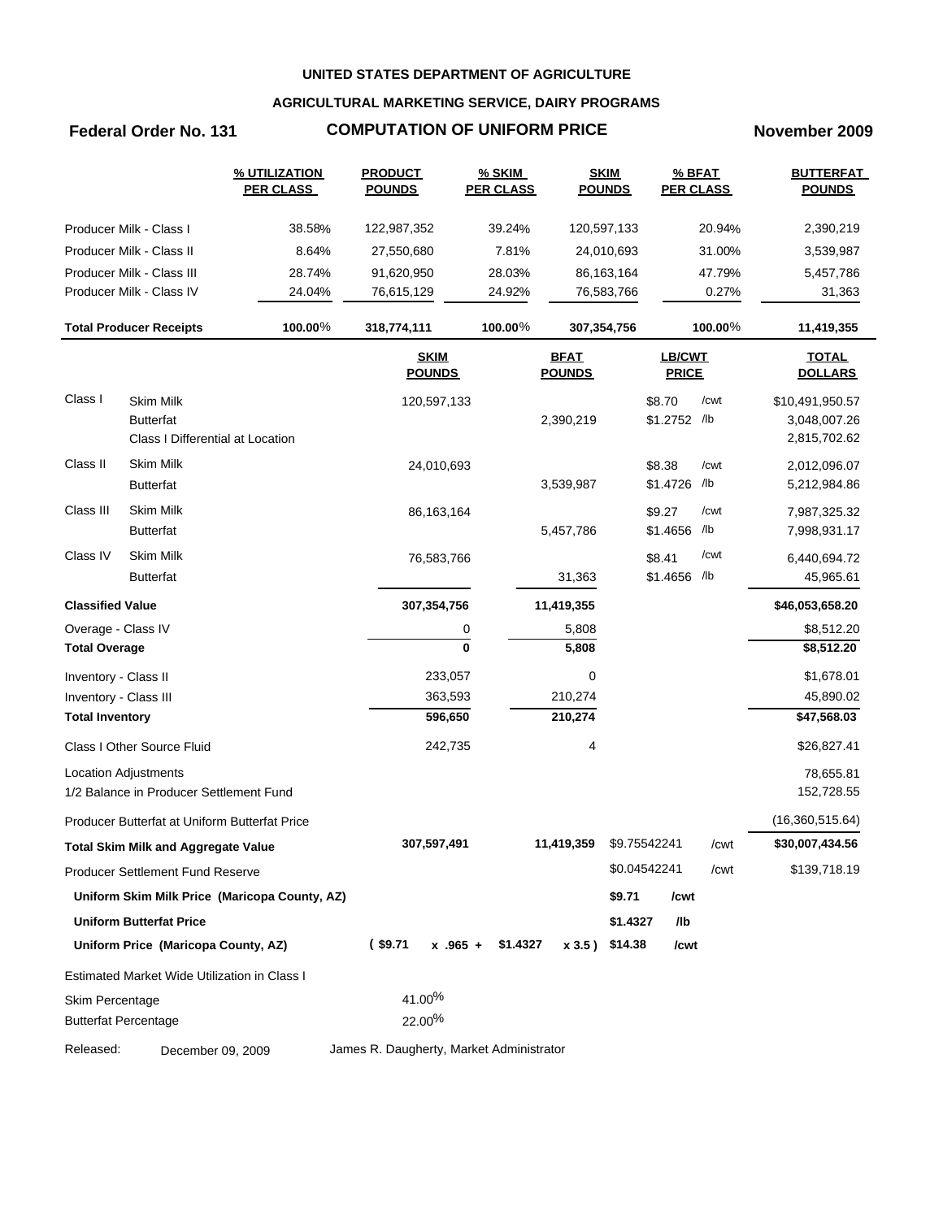**UNITED STATES DEPARTMENT OF AGRICULTURE**

**AGRICULTURAL MARKETING SERVICE, DAIRY PROGRAMS**

## Federal Order No. 131 — COMPUTATION OF UNIFORM PRICE — November 2009

| | % UTILIZATION PER CLASS | PRODUCT POUNDS | % SKIM PER CLASS | SKIM POUNDS | % BFAT PER CLASS | BUTTERFAT POUNDS |
|---|---|---|---|---|---|---|
| Producer Milk - Class I | 38.58% | 122,987,352 | 39.24% | 120,597,133 | 20.94% | 2,390,219 |
| Producer Milk - Class II | 8.64% | 27,550,680 | 7.81% | 24,010,693 | 31.00% | 3,539,987 |
| Producer Milk - Class III | 28.74% | 91,620,950 | 28.03% | 86,163,164 | 47.79% | 5,457,786 |
| Producer Milk - Class IV | 24.04% | 76,615,129 | 24.92% | 76,583,766 | 0.27% | 31,363 |
| **Total Producer Receipts** | **100.00%** | **318,774,111** | **100.00%** | **307,354,756** | **100.00%** | **11,419,355** |

| | | SKIM POUNDS | BFAT POUNDS | LB/CWT PRICE | TOTAL DOLLARS |
|---|---|---|---|---|---|
| Class I | Skim Milk | 120,597,133 | | $8.70 /cwt | $10,491,950.57 |
| | Butterfat | | 2,390,219 | $1.2752 /lb | 3,048,007.26 |
| | Class I Differential at Location | | | | 2,815,702.62 |
| Class II | Skim Milk | 24,010,693 | | $8.38 /cwt | 2,012,096.07 |
| | Butterfat | | 3,539,987 | $1.4726 /lb | 5,212,984.86 |
| Class III | Skim Milk | 86,163,164 | | $9.27 /cwt | 7,987,325.32 |
| | Butterfat | | 5,457,786 | $1.4656 /lb | 7,998,931.17 |
| Class IV | Skim Milk | 76,583,766 | | $8.41 /cwt | 6,440,694.72 |
| | Butterfat | | 31,363 | $1.4656 /lb | 45,965.61 |
| **Classified Value** | | **307,354,756** | **11,419,355** | | **$46,053,658.20** |
| Overage - Class IV | | 0 | 5,808 | | $8,512.20 |
| **Total Overage** | | **0** | **5,808** | | **$8,512.20** |
| Inventory - Class II | | 233,057 | 0 | | $1,678.01 |
| Inventory - Class III | | 363,593 | 210,274 | | 45,890.02 |
| **Total Inventory** | | **596,650** | **210,274** | | **$47,568.03** |
| Class I Other Source Fluid | | 242,735 | 4 | | $26,827.41 |
| Location Adjustments | | | | | 78,655.81 |
| 1/2 Balance in Producer Settlement Fund | | | | | 152,728.55 |
| Producer Butterfat at Uniform Butterfat Price | | | | | (16,360,515.64) |
| **Total Skim Milk and Aggregate Value** | | **307,597,491** | **11,419,359** | $9.75542241 /cwt | **$30,007,434.56** |
| Producer Settlement Fund Reserve | | | | $0.04542241 /cwt | $139,718.19 |
| **Uniform Skim Milk Price (Maricopa County, AZ)** | | | | **$9.71 /cwt** | |
| **Uniform Butterfat Price** | | | | **$1.4327 /lb** | |
| **Uniform Price (Maricopa County, AZ)** | | **( $9.71 x .965 +** | **$1.4327 x 3.5 )** | **$14.38 /cwt** | |

Estimated Market Wide Utilization in Class I

| | |
|---|---|
| Skim Percentage | 41.00% |
| Butterfat Percentage | 22.00% |

Released: December 09, 2009 — James R. Daugherty, Market Administrator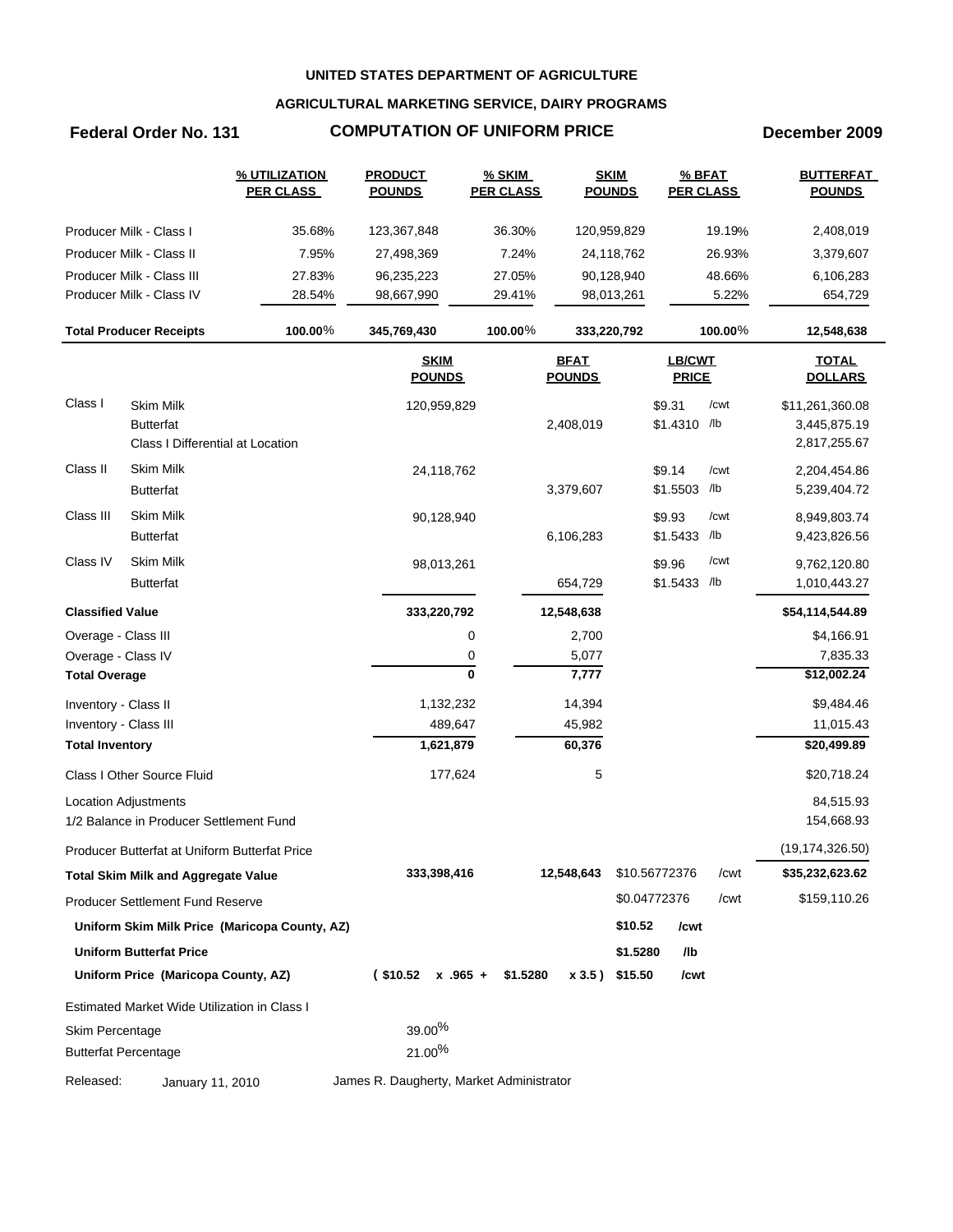UNITED STATES DEPARTMENT OF AGRICULTURE

AGRICULTURAL MARKETING SERVICE, DAIRY PROGRAMS

**Federal Order No. 131** **COMPUTATION OF UNIFORM PRICE** **December 2009**

| | % UTILIZATION PER CLASS | PRODUCT POUNDS | % SKIM PER CLASS | SKIM POUNDS | % BFAT PER CLASS | BUTTERFAT POUNDS |
|---|---|---|---|---|---|---|
| Producer Milk - Class I | 35.68% | 123,367,848 | 36.30% | 120,959,829 | 19.19% | 2,408,019 |
| Producer Milk - Class II | 7.95% | 27,498,369 | 7.24% | 24,118,762 | 26.93% | 3,379,607 |
| Producer Milk - Class III | 27.83% | 96,235,223 | 27.05% | 90,128,940 | 48.66% | 6,106,283 |
| Producer Milk - Class IV | 28.54% | 98,667,990 | 29.41% | 98,013,261 | 5.22% | 654,729 |
| **Total Producer Receipts** | **100.00%** | **345,769,430** | **100.00%** | **333,220,792** | **100.00%** | **12,548,638** |

| | | SKIM POUNDS | BFAT POUNDS | LB/CWT PRICE | | TOTAL DOLLARS |
|---|---|---|---|---|---|---|
| Class I | Skim Milk | 120,959,829 | | $9.31 | /cwt | $11,261,360.08 |
| | Butterfat | | 2,408,019 | $1.4310 | /lb | 3,445,875.19 |
| | Class I Differential at Location | | | | | 2,817,255.67 |
| Class II | Skim Milk | 24,118,762 | | $9.14 | /cwt | 2,204,454.86 |
| | Butterfat | | 3,379,607 | $1.5503 | /lb | 5,239,404.72 |
| Class III | Skim Milk | 90,128,940 | | $9.93 | /cwt | 8,949,803.74 |
| | Butterfat | | 6,106,283 | $1.5433 | /lb | 9,423,826.56 |
| Class IV | Skim Milk | 98,013,261 | | $9.96 | /cwt | 9,762,120.80 |
| | Butterfat | | 654,729 | $1.5433 | /lb | 1,010,443.27 |
| **Classified Value** | | **333,220,792** | **12,548,638** | | | **$54,114,544.89** |
| Overage - Class III | | 0 | 2,700 | | | $4,166.91 |
| Overage - Class IV | | 0 | 5,077 | | | 7,835.33 |
| **Total Overage** | | **0** | **7,777** | | | **$12,002.24** |
| Inventory - Class II | | 1,132,232 | 14,394 | | | $9,484.46 |
| Inventory - Class III | | 489,647 | 45,982 | | | 11,015.43 |
| **Total Inventory** | | **1,621,879** | **60,376** | | | **$20,499.89** |
| Class I Other Source Fluid | | 177,624 | 5 | | | $20,718.24 |
| Location Adjustments | | | | | | 84,515.93 |
| 1/2 Balance in Producer Settlement Fund | | | | | | 154,668.93 |
| Producer Butterfat at Uniform Butterfat Price | | | | | | (19,174,326.50) |
| **Total Skim Milk and Aggregate Value** | | **333,398,416** | **12,548,643** | $10.56772376 | /cwt | **$35,232,623.62** |
| Producer Settlement Fund Reserve | | | | $0.04772376 | /cwt | $159,110.26 |
| **Uniform Skim Milk Price (Maricopa County, AZ)** | | | | **$10.52** | **/cwt** | |
| **Uniform Butterfat Price** | | | | **$1.5280** | **/lb** | |
| **Uniform Price (Maricopa County, AZ)** | | **( $10.52 x .965 +** | **$1.5280 x 3.5 )** | **$15.50** | **/cwt** | |

Estimated Market Wide Utilization in Class I

| | |
|---|---|
| Skim Percentage | 39.00% |
| Butterfat Percentage | 21.00% |

Released: January 11, 2010 James R. Daugherty, Market Administrator